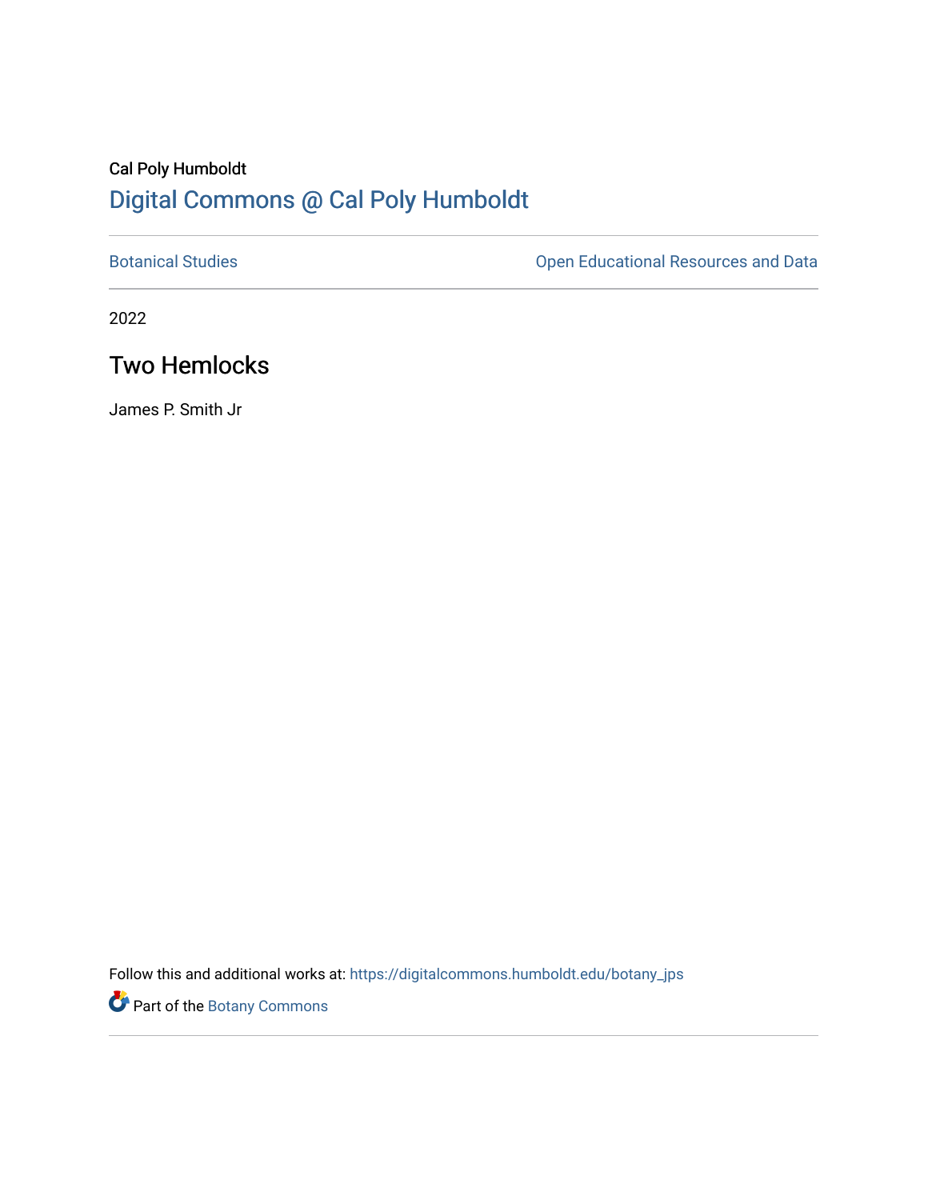Cal Poly Humboldt

Digital Commons @ Cal Poly Humboldt

Botanical Studies | Open Educational Resources and Data

2022

# Two Hemlocks

James P. Smith Jr

Follow this and additional works at: https://digitalcommons.humboldt.edu/botany_jps

Part of the Botany Commons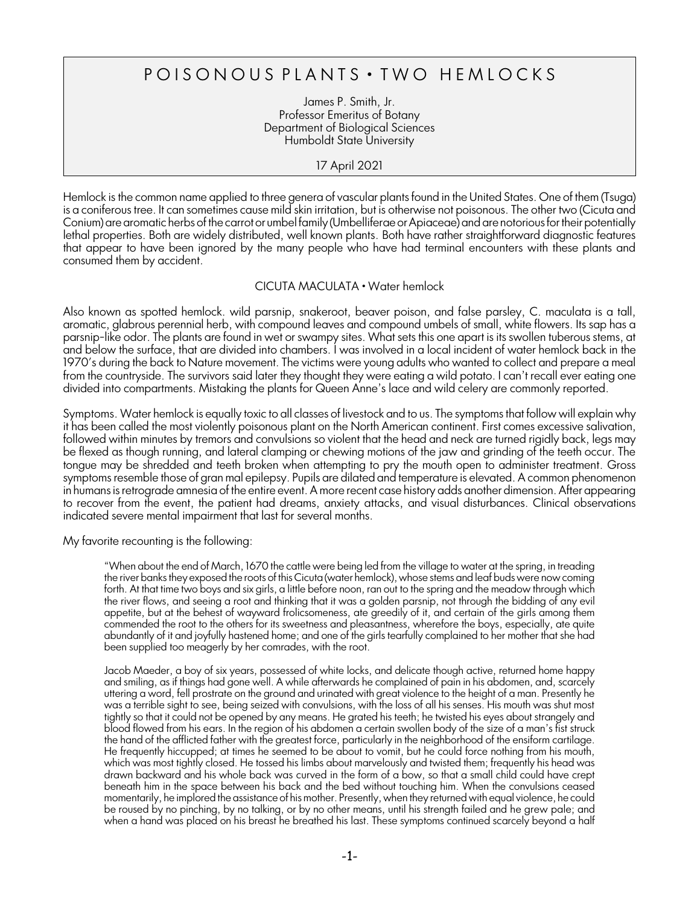# POISONOUS PLANTS • TWO HEMLOCKS

James P. Smith, Jr.
Professor Emeritus of Botany
Department of Biological Sciences
Humboldt State University

17 April 2021

Hemlock is the common name applied to three genera of vascular plants found in the United States. One of them (Tsuga) is a coniferous tree. It can sometimes cause mild skin irritation, but is otherwise not poisonous. The other two (Cicuta and Conium) are aromatic herbs of the carrot or umbel family (Umbelliferae or Apiaceae) and are notorious for their potentially lethal properties. Both are widely distributed, well known plants. Both have rather straightforward diagnostic features that appear to have been ignored by the many people who have had terminal encounters with these plants and consumed them by accident.

## CICUTA MACULATA • Water hemlock

Also known as spotted hemlock. wild parsnip, snakeroot, beaver poison, and false parsley, C. maculata is a tall, aromatic, glabrous perennial herb, with compound leaves and compound umbels of small, white flowers. Its sap has a parsnip-like odor. The plants are found in wet or swampy sites. What sets this one apart is its swollen tuberous stems, at and below the surface, that are divided into chambers. I was involved in a local incident of water hemlock back in the 1970's during the back to Nature movement. The victims were young adults who wanted to collect and prepare a meal from the countryside. The survivors said later they thought they were eating a wild potato. I can't recall ever eating one divided into compartments. Mistaking the plants for Queen Anne's lace and wild celery are commonly reported.

Symptoms. Water hemlock is equally toxic to all classes of livestock and to us. The symptoms that follow will explain why it has been called the most violently poisonous plant on the North American continent. First comes excessive salivation, followed within minutes by tremors and convulsions so violent that the head and neck are turned rigidly back, legs may be flexed as though running, and lateral clamping or chewing motions of the jaw and grinding of the teeth occur. The tongue may be shredded and teeth broken when attempting to pry the mouth open to administer treatment. Gross symptoms resemble those of gran mal epilepsy. Pupils are dilated and temperature is elevated. A common phenomenon in humans is retrograde amnesia of the entire event. A more recent case history adds another dimension. After appearing to recover from the event, the patient had dreams, anxiety attacks, and visual disturbances. Clinical observations indicated severe mental impairment that last for several months.

My favorite recounting is the following:

> "When about the end of March, 1670 the cattle were being led from the village to water at the spring, in treading the river banks they exposed the roots of this Cicuta (water hemlock), whose stems and leaf buds were now coming forth. At that time two boys and six girls, a little before noon, ran out to the spring and the meadow through which the river flows, and seeing a root and thinking that it was a golden parsnip, not through the bidding of any evil appetite, but at the behest of wayward frolicsomeness, ate greedily of it, and certain of the girls among them commended the root to the others for its sweetness and pleasantness, wherefore the boys, especially, ate quite abundantly of it and joyfully hastened home; and one of the girls tearfully complained to her mother that she had been supplied too meagerly by her comrades, with the root.
>
> Jacob Maeder, a boy of six years, possessed of white locks, and delicate though active, returned home happy and smiling, as if things had gone well. A while afterwards he complained of pain in his abdomen, and, scarcely uttering a word, fell prostrate on the ground and urinated with great violence to the height of a man. Presently he was a terrible sight to see, being seized with convulsions, with the loss of all his senses. His mouth was shut most tightly so that it could not be opened by any means. He grated his teeth; he twisted his eyes about strangely and blood flowed from his ears. In the region of his abdomen a certain swollen body of the size of a man's fist struck the hand of the afflicted father with the greatest force, particularly in the neighborhood of the ensiform cartilage. He frequently hiccupped; at times he seemed to be about to vomit, but he could force nothing from his mouth, which was most tightly closed. He tossed his limbs about marvelously and twisted them; frequently his head was drawn backward and his whole back was curved in the form of a bow, so that a small child could have crept beneath him in the space between his back and the bed without touching him. When the convulsions ceased momentarily, he implored the assistance of his mother. Presently, when they returned with equal violence, he could be roused by no pinching, by no talking, or by no other means, until his strength failed and he grew pale; and when a hand was placed on his breast he breathed his last. These symptoms continued scarcely beyond a half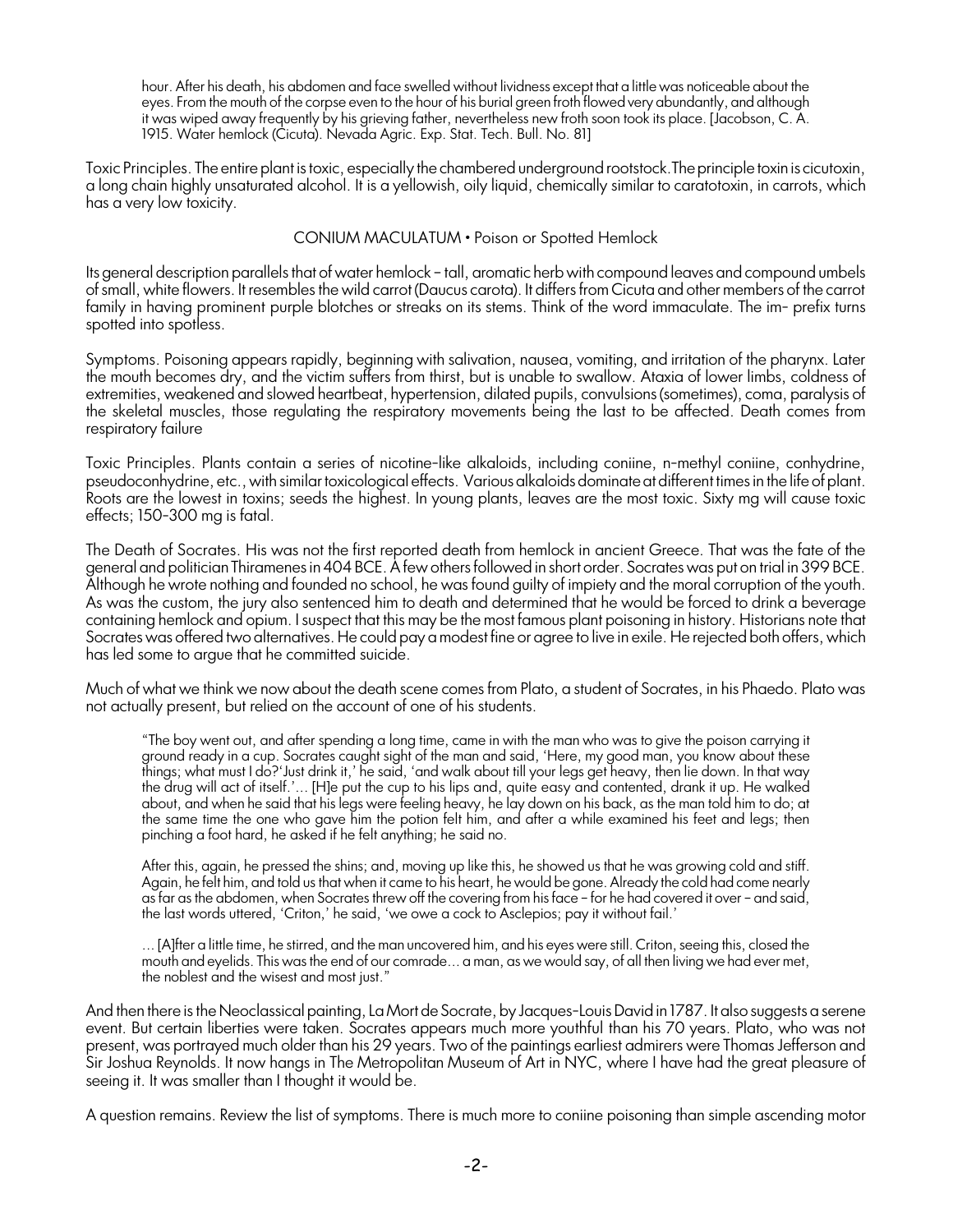> hour. After his death, his abdomen and face swelled without lividness except that a little was noticeable about the eyes. From the mouth of the corpse even to the hour of his burial green froth flowed very abundantly, and although it was wiped away frequently by his grieving father, nevertheless new froth soon took its place. [Jacobson, C. A. 1915. Water hemlock (Cicuta). Nevada Agric. Exp. Stat. Tech. Bull. No. 81]

Toxic Principles. The entire plant is toxic, especially the chambered underground rootstock. The principle toxin is cicutoxin, a long chain highly unsaturated alcohol. It is a yellowish, oily liquid, chemically similar to caratotoxin, in carrots, which has a very low toxicity.

## CONIUM MACULATUM • Poison or Spotted Hemlock

Its general description parallels that of water hemlock – tall, aromatic herb with compound leaves and compound umbels of small, white flowers. It resembles the wild carrot (Daucus carota). It differs from Cicuta and other members of the carrot family in having prominent purple blotches or streaks on its stems. Think of the word immaculate. The im- prefix turns spotted into spotless.

Symptoms. Poisoning appears rapidly, beginning with salivation, nausea, vomiting, and irritation of the pharynx. Later the mouth becomes dry, and the victim suffers from thirst, but is unable to swallow. Ataxia of lower limbs, coldness of extremities, weakened and slowed heartbeat, hypertension, dilated pupils, convulsions (sometimes), coma, paralysis of the skeletal muscles, those regulating the respiratory movements being the last to be affected. Death comes from respiratory failure

Toxic Principles. Plants contain a series of nicotine-like alkaloids, including coniine, n-methyl coniine, conhydrine, pseudoconhydrine, etc., with similar toxicological effects. Various alkaloids dominate at different times in the life of plant. Roots are the lowest in toxins; seeds the highest. In young plants, leaves are the most toxic. Sixty mg will cause toxic effects; 150-300 mg is fatal.

The Death of Socrates. His was not the first reported death from hemlock in ancient Greece. That was the fate of the general and politician Thiramenes in 404 BCE. A few others followed in short order. Socrates was put on trial in 399 BCE. Although he wrote nothing and founded no school, he was found guilty of impiety and the moral corruption of the youth. As was the custom, the jury also sentenced him to death and determined that he would be forced to drink a beverage containing hemlock and opium. I suspect that this may be the most famous plant poisoning in history. Historians note that Socrates was offered two alternatives. He could pay a modest fine or agree to live in exile. He rejected both offers, which has led some to argue that he committed suicide.

Much of what we think we now about the death scene comes from Plato, a student of Socrates, in his Phaedo. Plato was not actually present, but relied on the account of one of his students.

> "The boy went out, and after spending a long time, came in with the man who was to give the poison carrying it ground ready in a cup. Socrates caught sight of the man and said, 'Here, my good man, you know about these things; what must I do?'Just drink it,' he said, 'and walk about till your legs get heavy, then lie down. In that way the drug will act of itself.'... [H]e put the cup to his lips and, quite easy and contented, drank it up. He walked about, and when he said that his legs were feeling heavy, he lay down on his back, as the man told him to do; at the same time the one who gave him the potion felt him, and after a while examined his feet and legs; then pinching a foot hard, he asked if he felt anything; he said no.
>
> After this, again, he pressed the shins; and, moving up like this, he showed us that he was growing cold and stiff. Again, he felt him, and told us that when it came to his heart, he would be gone. Already the cold had come nearly as far as the abdomen, when Socrates threw off the covering from his face – for he had covered it over – and said, the last words uttered, 'Criton,' he said, 'we owe a cock to Asclepios; pay it without fail.'
>
> ... [A]fter a little time, he stirred, and the man uncovered him, and his eyes were still. Criton, seeing this, closed the mouth and eyelids. This was the end of our comrade... a man, as we would say, of all then living we had ever met, the noblest and the wisest and most just."

And then there is the Neoclassical painting, La Mort de Socrate, by Jacques-Louis David in 1787. It also suggests a serene event. But certain liberties were taken. Socrates appears much more youthful than his 70 years. Plato, who was not present, was portrayed much older than his 29 years. Two of the paintings earliest admirers were Thomas Jefferson and Sir Joshua Reynolds. It now hangs in The Metropolitan Museum of Art in NYC, where I have had the great pleasure of seeing it. It was smaller than I thought it would be.

A question remains. Review the list of symptoms. There is much more to coniine poisoning than simple ascending motor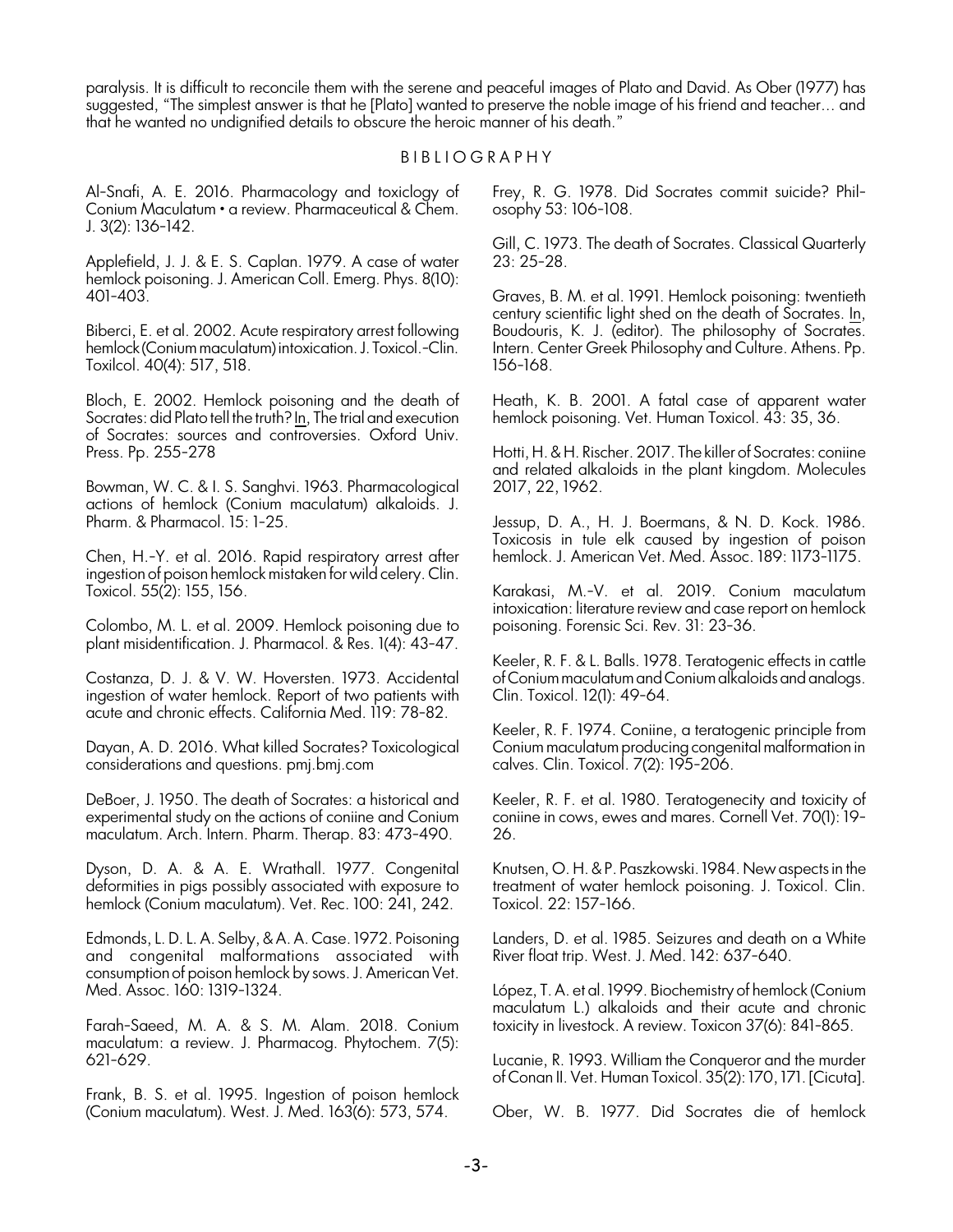paralysis. It is difficult to reconcile them with the serene and peaceful images of Plato and David. As Ober (1977) has suggested, "The simplest answer is that he [Plato] wanted to preserve the noble image of his friend and teacher… and that he wanted no undignified details to obscure the heroic manner of his death."

## BIBLIOGRAPHY

Al-Snafi, A. E. 2016. Pharmacology and toxiclogy of Conium Maculatum • a review. Pharmaceutical & Chem. J. 3(2): 136-142.

Applefield, J. J. & E. S. Caplan. 1979. A case of water hemlock poisoning. J. American Coll. Emerg. Phys. 8(10): 401-403.

Biberci, E. et al. 2002. Acute respiratory arrest following hemlock (Conium maculatum) intoxication. J. Toxicol.-Clin. Toxilcol. 40(4): 517, 518.

Bloch, E. 2002. Hemlock poisoning and the death of Socrates: did Plato tell the truth? In, The trial and execution of Socrates: sources and controversies. Oxford Univ. Press. Pp. 255-278

Bowman, W. C. & I. S. Sanghvi. 1963. Pharmacological actions of hemlock (Conium maculatum) alkaloids. J. Pharm. & Pharmacol. 15: 1-25.

Chen, H.-Y. et al. 2016. Rapid respiratory arrest after ingestion of poison hemlock mistaken for wild celery. Clin. Toxicol. 55(2): 155, 156.

Colombo, M. L. et al. 2009. Hemlock poisoning due to plant misidentification. J. Pharmacol. & Res. 1(4): 43-47.

Costanza, D. J. & V. W. Hoversten. 1973. Accidental ingestion of water hemlock. Report of two patients with acute and chronic effects. California Med. 119: 78-82.

Dayan, A. D. 2016. What killed Socrates? Toxicological considerations and questions. pmj.bmj.com

DeBoer, J. 1950. The death of Socrates: a historical and experimental study on the actions of coniine and Conium maculatum. Arch. Intern. Pharm. Therap. 83: 473-490.

Dyson, D. A. & A. E. Wrathall. 1977. Congenital deformities in pigs possibly associated with exposure to hemlock (Conium maculatum). Vet. Rec. 100: 241, 242.

Edmonds, L. D. L. A. Selby, & A. A. Case. 1972. Poisoning and congenital malformations associated with consumption of poison hemlock by sows. J. American Vet. Med. Assoc. 160: 1319-1324.

Farah-Saeed, M. A. & S. M. Alam. 2018. Conium maculatum: a review. J. Pharmacog. Phytochem. 7(5): 621-629.

Frank, B. S. et al. 1995. Ingestion of poison hemlock (Conium maculatum). West. J. Med. 163(6): 573, 574.

Frey, R. G. 1978. Did Socrates commit suicide? Philosophy 53: 106-108.

Gill, C. 1973. The death of Socrates. Classical Quarterly 23: 25-28.

Graves, B. M. et al. 1991. Hemlock poisoning: twentieth century scientific light shed on the death of Socrates. In, Boudouris, K. J. (editor). The philosophy of Socrates. Intern. Center Greek Philosophy and Culture. Athens. Pp. 156-168.

Heath, K. B. 2001. A fatal case of apparent water hemlock poisoning. Vet. Human Toxicol. 43: 35, 36.

Hotti, H. & H. Rischer. 2017. The killer of Socrates: coniine and related alkaloids in the plant kingdom. Molecules 2017, 22, 1962.

Jessup, D. A., H. J. Boermans, & N. D. Kock. 1986. Toxicosis in tule elk caused by ingestion of poison hemlock. J. American Vet. Med. Assoc. 189: 1173-1175.

Karakasi, M.-V. et al. 2019. Conium maculatum intoxication: literature review and case report on hemlock poisoning. Forensic Sci. Rev. 31: 23-36.

Keeler, R. F. & L. Balls. 1978. Teratogenic effects in cattle of Conium maculatum and Conium alkaloids and analogs. Clin. Toxicol. 12(1): 49-64.

Keeler, R. F. 1974. Coniine, a teratogenic principle from Conium maculatum producing congenital malformation in calves. Clin. Toxicol. 7(2): 195-206.

Keeler, R. F. et al. 1980. Teratogenecity and toxicity of coniine in cows, ewes and mares. Cornell Vet. 70(1): 19-26.

Knutsen, O. H. & P. Paszkowski. 1984. New aspects in the treatment of water hemlock poisoning. J. Toxicol. Clin. Toxicol. 22: 157-166.

Landers, D. et al. 1985. Seizures and death on a White River float trip. West. J. Med. 142: 637-640.

López, T. A. et al. 1999. Biochemistry of hemlock (Conium maculatum L.) alkaloids and their acute and chronic toxicity in livestock. A review. Toxicon 37(6): 841-865.

Lucanie, R. 1993. William the Conqueror and the murder of Conan II. Vet. Human Toxicol. 35(2): 170, 171. [Cicuta].

Ober, W. B. 1977. Did Socrates die of hemlock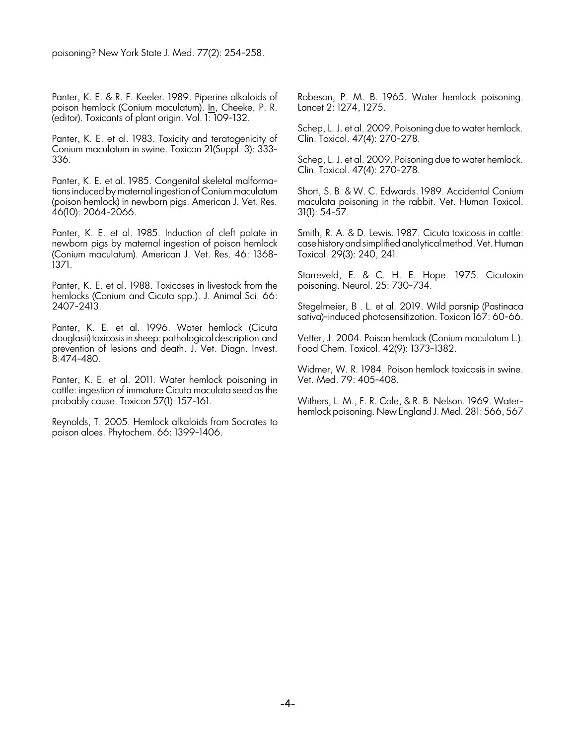poisoning? New York State J. Med. 77(2): 254-258.

Panter, K. E. & R. F. Keeler. 1989. Piperine alkaloids of poison hemlock (Conium maculatum). In, Cheeke, P. R. (editor). Toxicants of plant origin. Vol. 1: 109-132.

Panter, K. E. et al. 1983. Toxicity and teratogenicity of Conium maculatum in swine. Toxicon 21(Suppl. 3): 333-336.

Panter, K. E. et al. 1985. Congenital skeletal malformations induced by maternal ingestion of Conium maculatum (poison hemlock) in newborn pigs. American J. Vet. Res. 46(10): 2064-2066.

Panter, K. E. et al. 1985. Induction of cleft palate in newborn pigs by maternal ingestion of poison hemlock (Conium maculatum). American J. Vet. Res. 46: 1368-1371.

Panter, K. E. et al. 1988. Toxicoses in livestock from the hemlocks (Conium and Cicuta spp.). J. Animal Sci. 66: 2407-2413.

Panter, K. E. et al. 1996. Water hemlock (Cicuta douglasii) toxicosis in sheep: pathological description and prevention of lesions and death. J. Vet. Diagn. Invest. 8:474-480.

Panter, K. E. et al. 2011. Water hemlock poisoning in cattle: ingestion of immature Cicuta maculata seed as the probably cause. Toxicon 57(1): 157-161.

Reynolds, T. 2005. Hemlock alkaloids from Socrates to poison aloes. Phytochem. 66: 1399-1406.

Robeson, P. M. B. 1965. Water hemlock poisoning. Lancet 2: 1274, 1275.

Schep, L. J. et al. 2009. Poisoning due to water hemlock. Clin. Toxicol. 47(4): 270-278.

Schep, L. J. et al. 2009. Poisoning due to water hemlock. Clin. Toxicol. 47(4): 270-278.

Short, S. B. & W. C. Edwards. 1989. Accidental Conium maculata poisoning in the rabbit. Vet. Human Toxicol. 31(1): 54-57.

Smith, R. A. & D. Lewis. 1987. Cicuta toxicosis in cattle: case history and simplified analytical method. Vet. Human Toxicol. 29(3): 240, 241.

Starreveld, E. & C. H. E. Hope. 1975. Cicutoxin poisoning. Neurol. 25: 730-734.

Stegelmeier, B . L. et al. 2019. Wild parsnip (Pastinaca sativa)-induced photosensitization. Toxicon 167: 60-66.

Vetter, J. 2004. Poison hemlock (Conium maculatum L.). Food Chem. Toxicol. 42(9): 1373-1382.

Widmer, W. R. 1984. Poison hemlock toxicosis in swine. Vet. Med. 79: 405-408.

Withers, L. M., F. R. Cole, & R. B. Nelson. 1969. Water-hemlock poisoning. New England J. Med. 281: 566, 567